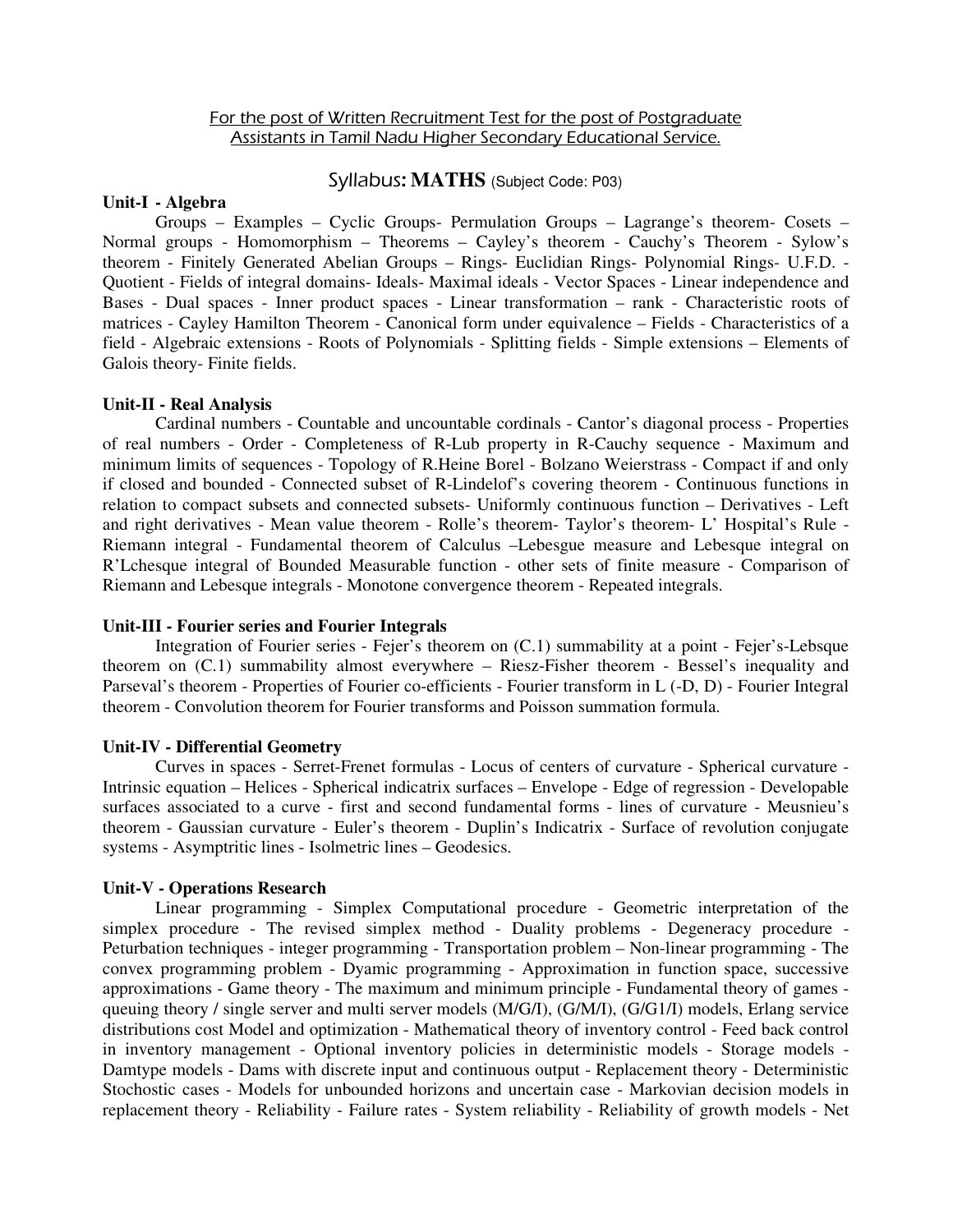For the post of Written Recruitment Test for the post of Postgraduate Assistants in Tamil Nadu Higher Secondary Educational Service.

# Syllabus: **MATHS** (Subject Code: P03)

## Unit-I - Algebra

Groups – Examples – Cyclic Groups- Permulation Groups – Lagrange's theorem- Cosets – Normal groups - Homomorphism – Theorems – Cayley's theorem - Cauchy's Theorem - Sylow's theorem - Finitely Generated Abelian Groups – Rings- Euclidian Rings- Polynomial Rings- U.F.D. - Quotient - Fields of integral domains- Ideals- Maximal ideals - Vector Spaces - Linear independence and Bases - Dual spaces - Inner product spaces - Linear transformation – rank - Characteristic roots of matrices - Cayley Hamilton Theorem - Canonical form under equivalence – Fields - Characteristics of a field - Algebraic extensions - Roots of Polynomials - Splitting fields - Simple extensions – Elements of Galois theory- Finite fields.

## Unit-II - Real Analysis

Cardinal numbers - Countable and uncountable cordinals - Cantor's diagonal process - Properties of real numbers - Order - Completeness of R-Lub property in R-Cauchy sequence - Maximum and minimum limits of sequences - Topology of R.Heine Borel - Bolzano Weierstrass - Compact if and only if closed and bounded - Connected subset of R-Lindelof's covering theorem - Continuous functions in relation to compact subsets and connected subsets- Uniformly continuous function – Derivatives - Left and right derivatives - Mean value theorem - Rolle's theorem- Taylor's theorem- L' Hospital's Rule - Riemann integral - Fundamental theorem of Calculus –Lebesgue measure and Lebesque integral on R'Lchesque integral of Bounded Measurable function - other sets of finite measure - Comparison of Riemann and Lebesque integrals - Monotone convergence theorem - Repeated integrals.

## Unit-III - Fourier series and Fourier Integrals

Integration of Fourier series - Fejer's theorem on (C.1) summability at a point - Fejer's-Lebsque theorem on (C.1) summability almost everywhere – Riesz-Fisher theorem - Bessel's inequality and Parseval's theorem - Properties of Fourier co-efficients - Fourier transform in L (-D, D) - Fourier Integral theorem - Convolution theorem for Fourier transforms and Poisson summation formula.

## Unit-IV - Differential Geometry

Curves in spaces - Serret-Frenet formulas - Locus of centers of curvature - Spherical curvature - Intrinsic equation – Helices - Spherical indicatrix surfaces – Envelope - Edge of regression - Developable surfaces associated to a curve - first and second fundamental forms - lines of curvature - Meusnieu's theorem - Gaussian curvature - Euler's theorem - Duplin's Indicatrix - Surface of revolution conjugate systems - Asymptritic lines - Isolmetric lines – Geodesics.

## Unit-V - Operations Research

Linear programming - Simplex Computational procedure - Geometric interpretation of the simplex procedure - The revised simplex method - Duality problems - Degeneracy procedure - Peturbation techniques - integer programming - Transportation problem – Non-linear programming - The convex programming problem - Dyamic programming - Approximation in function space, successive approximations - Game theory - The maximum and minimum principle - Fundamental theory of games - queuing theory / single server and multi server models (M/G/I), (G/M/I), (G/G1/I) models, Erlang service distributions cost Model and optimization - Mathematical theory of inventory control - Feed back control in inventory management - Optional inventory policies in deterministic models - Storage models - Damtype models - Dams with discrete input and continuous output - Replacement theory - Deterministic Stochostic cases - Models for unbounded horizons and uncertain case - Markovian decision models in replacement theory - Reliability - Failure rates - System reliability - Reliability of growth models - Net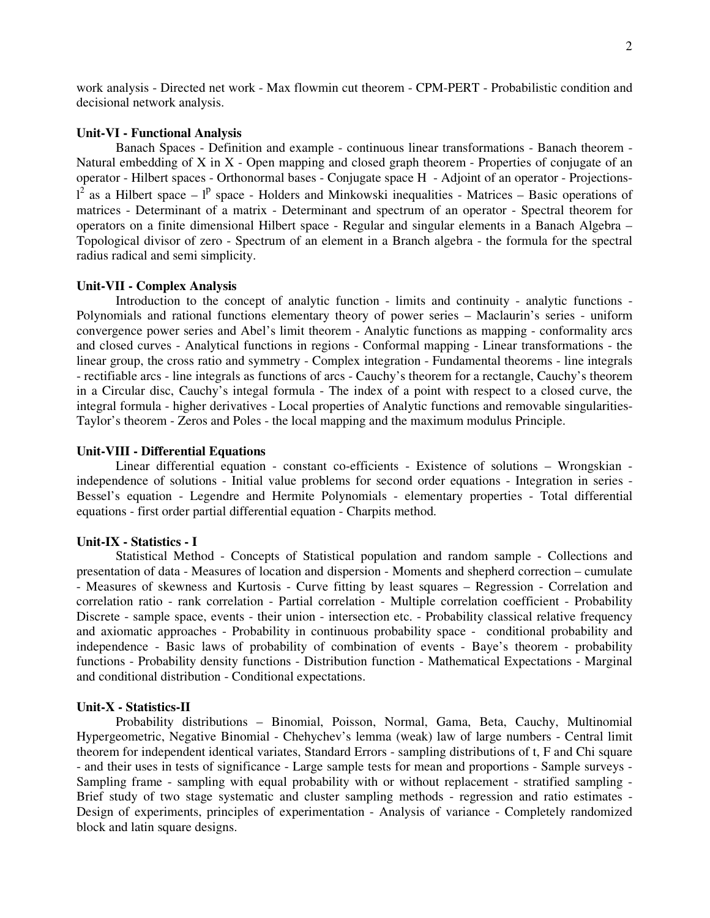work analysis - Directed net work - Max flowmin cut theorem - CPM-PERT - Probabilistic condition and decisional network analysis.

**Unit-VI - Functional Analysis**

Banach Spaces - Definition and example - continuous linear transformations - Banach theorem - Natural embedding of X in X - Open mapping and closed graph theorem - Properties of conjugate of an operator - Hilbert spaces - Orthonormal bases - Conjugate space H - Adjoint of an operator - Projections- $l^2$ as a Hilbert space – $l^p$ space - Holders and Minkowski inequalities - Matrices – Basic operations of matrices - Determinant of a matrix - Determinant and spectrum of an operator - Spectral theorem for operators on a finite dimensional Hilbert space - Regular and singular elements in a Banach Algebra – Topological divisor of zero - Spectrum of an element in a Branch algebra - the formula for the spectral radius radical and semi simplicity.

**Unit-VII - Complex Analysis**

Introduction to the concept of analytic function - limits and continuity - analytic functions - Polynomials and rational functions elementary theory of power series – Maclaurin's series - uniform convergence power series and Abel's limit theorem - Analytic functions as mapping - conformality arcs and closed curves - Analytical functions in regions - Conformal mapping - Linear transformations - the linear group, the cross ratio and symmetry - Complex integration - Fundamental theorems - line integrals - rectifiable arcs - line integrals as functions of arcs - Cauchy's theorem for a rectangle, Cauchy's theorem in a Circular disc, Cauchy's integal formula - The index of a point with respect to a closed curve, the integral formula - higher derivatives - Local properties of Analytic functions and removable singularities- Taylor's theorem - Zeros and Poles - the local mapping and the maximum modulus Principle.

**Unit-VIII - Differential Equations**

Linear differential equation - constant co-efficients - Existence of solutions – Wrongskian - independence of solutions - Initial value problems for second order equations - Integration in series - Bessel's equation - Legendre and Hermite Polynomials - elementary properties - Total differential equations - first order partial differential equation - Charpits method.

**Unit-IX - Statistics - I**

Statistical Method - Concepts of Statistical population and random sample - Collections and presentation of data - Measures of location and dispersion - Moments and shepherd correction – cumulate - Measures of skewness and Kurtosis - Curve fitting by least squares – Regression - Correlation and correlation ratio - rank correlation - Partial correlation - Multiple correlation coefficient - Probability Discrete - sample space, events - their union - intersection etc. - Probability classical relative frequency and axiomatic approaches - Probability in continuous probability space - conditional probability and independence - Basic laws of probability of combination of events - Baye's theorem - probability functions - Probability density functions - Distribution function - Mathematical Expectations - Marginal and conditional distribution - Conditional expectations.

**Unit-X - Statistics-II**

Probability distributions – Binomial, Poisson, Normal, Gama, Beta, Cauchy, Multinomial Hypergeometric, Negative Binomial - Chehychev's lemma (weak) law of large numbers - Central limit theorem for independent identical variates, Standard Errors - sampling distributions of t, F and Chi square - and their uses in tests of significance - Large sample tests for mean and proportions - Sample surveys - Sampling frame - sampling with equal probability with or without replacement - stratified sampling - Brief study of two stage systematic and cluster sampling methods - regression and ratio estimates - Design of experiments, principles of experimentation - Analysis of variance - Completely randomized block and latin square designs.